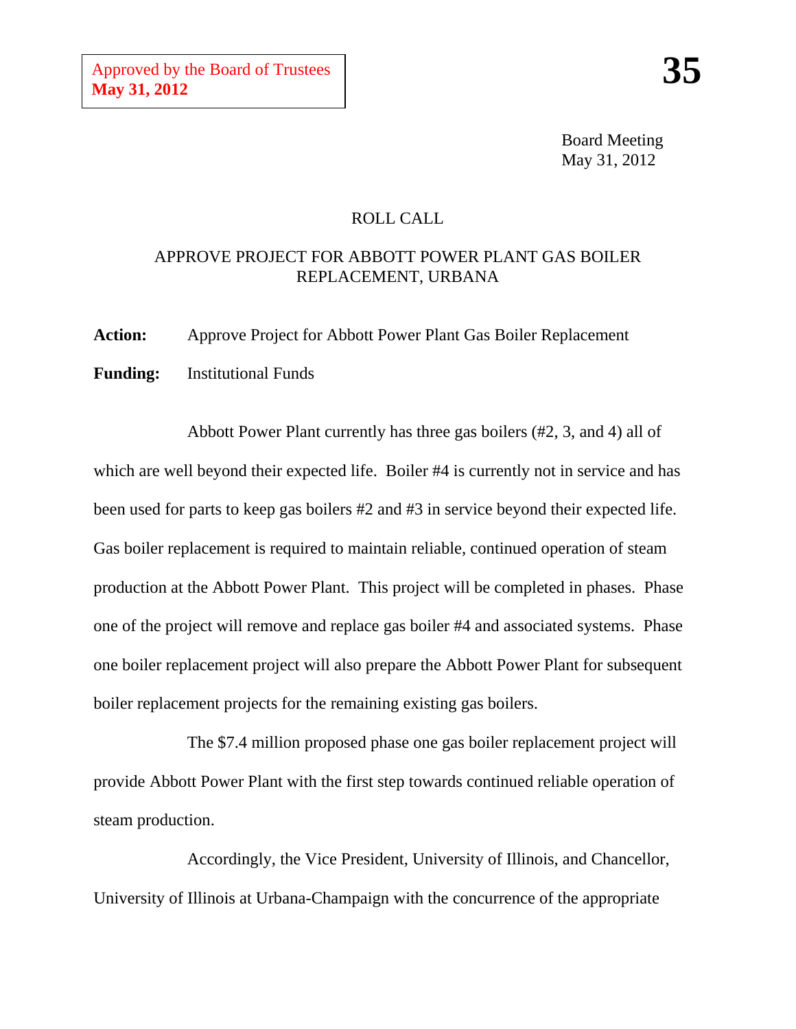Approved by the Board of Trustees
**May 31, 2012**

**35**

Board Meeting
May 31, 2012

ROLL CALL

APPROVE PROJECT FOR ABBOTT POWER PLANT GAS BOILER REPLACEMENT, URBANA

**Action:** Approve Project for Abbott Power Plant Gas Boiler Replacement

**Funding:** Institutional Funds

Abbott Power Plant currently has three gas boilers (#2, 3, and 4) all of which are well beyond their expected life. Boiler #4 is currently not in service and has been used for parts to keep gas boilers #2 and #3 in service beyond their expected life. Gas boiler replacement is required to maintain reliable, continued operation of steam production at the Abbott Power Plant. This project will be completed in phases. Phase one of the project will remove and replace gas boiler #4 and associated systems. Phase one boiler replacement project will also prepare the Abbott Power Plant for subsequent boiler replacement projects for the remaining existing gas boilers.

The $7.4 million proposed phase one gas boiler replacement project will provide Abbott Power Plant with the first step towards continued reliable operation of steam production.

Accordingly, the Vice President, University of Illinois, and Chancellor, University of Illinois at Urbana-Champaign with the concurrence of the appropriate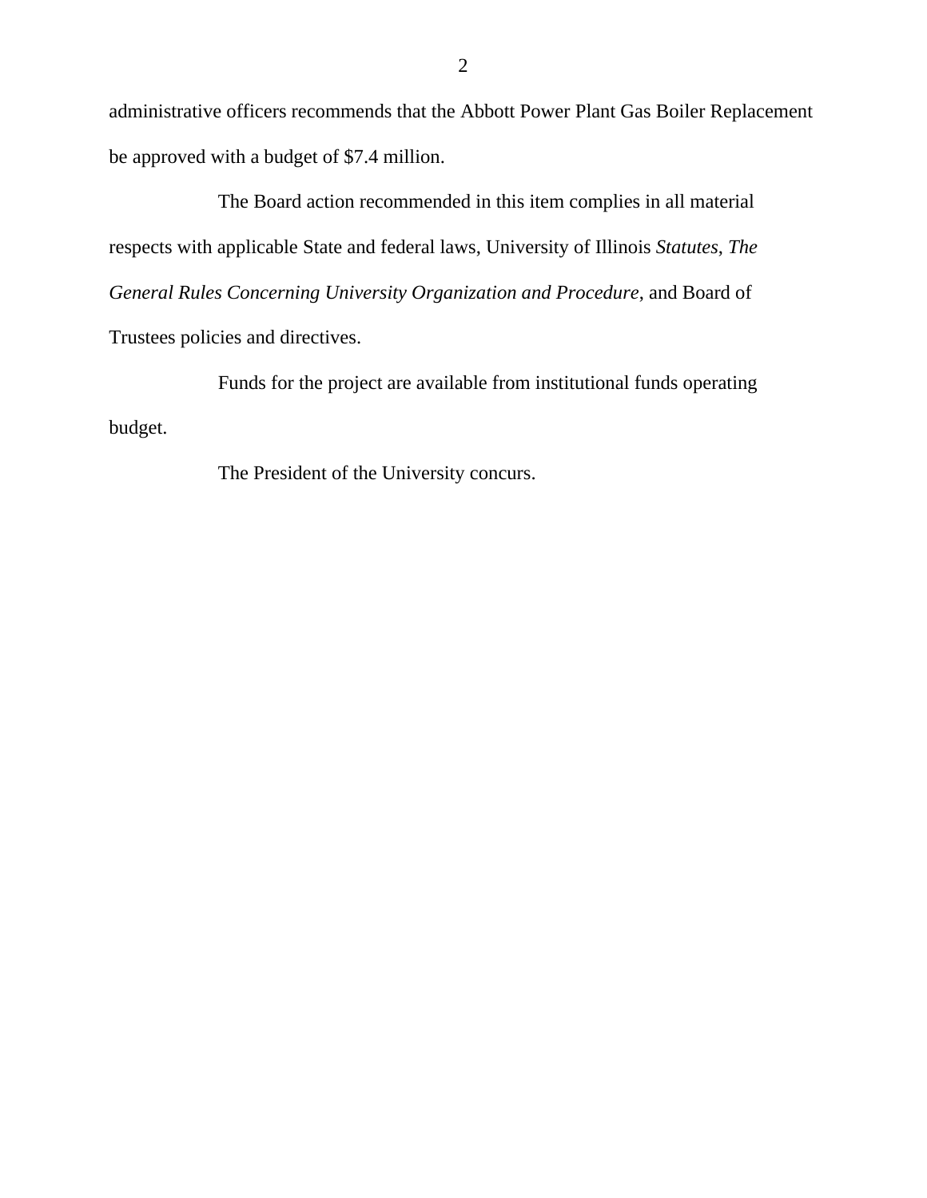administrative officers recommends that the Abbott Power Plant Gas Boiler Replacement be approved with a budget of $7.4 million.

The Board action recommended in this item complies in all material respects with applicable State and federal laws, University of Illinois *Statutes*, *The General Rules Concerning University Organization and Procedure*, and Board of Trustees policies and directives.

Funds for the project are available from institutional funds operating budget.

The President of the University concurs.